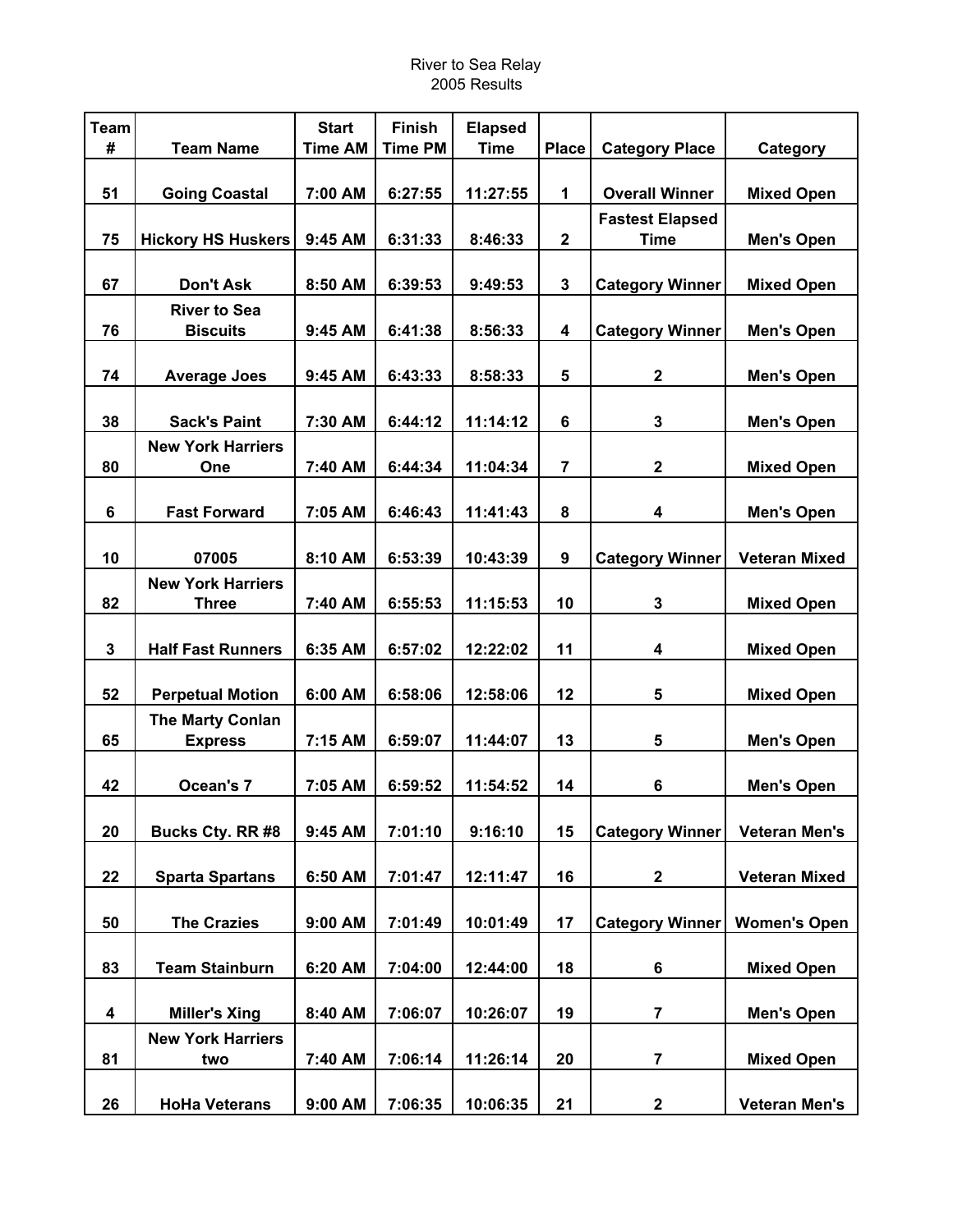# River to Sea Relay
## 2005 Results

| Team # | Team Name | Start Time AM | Finish Time PM | Elapsed Time | Place | Category Place | Category |
|---|---|---|---|---|---|---|---|
| 51 | Going Coastal | 7:00 AM | 6:27:55 | 11:27:55 | 1 | Overall Winner | Mixed Open |
| 75 | Hickory HS Huskers | 9:45 AM | 6:31:33 | 8:46:33 | 2 | Fastest Elapsed Time | Men's Open |
| 67 | Don't Ask | 8:50 AM | 6:39:53 | 9:49:53 | 3 | Category Winner | Mixed Open |
| 76 | River to Sea Biscuits | 9:45 AM | 6:41:38 | 8:56:33 | 4 | Category Winner | Men's Open |
| 74 | Average Joes | 9:45 AM | 6:43:33 | 8:58:33 | 5 | 2 | Men's Open |
| 38 | Sack's Paint | 7:30 AM | 6:44:12 | 11:14:12 | 6 | 3 | Men's Open |
| 80 | New York Harriers One | 7:40 AM | 6:44:34 | 11:04:34 | 7 | 2 | Mixed Open |
| 6 | Fast Forward | 7:05 AM | 6:46:43 | 11:41:43 | 8 | 4 | Men's Open |
| 10 | 07005 | 8:10 AM | 6:53:39 | 10:43:39 | 9 | Category Winner | Veteran Mixed |
| 82 | New York Harriers Three | 7:40 AM | 6:55:53 | 11:15:53 | 10 | 3 | Mixed Open |
| 3 | Half Fast Runners | 6:35 AM | 6:57:02 | 12:22:02 | 11 | 4 | Mixed Open |
| 52 | Perpetual Motion | 6:00 AM | 6:58:06 | 12:58:06 | 12 | 5 | Mixed Open |
| 65 | The Marty Conlan Express | 7:15 AM | 6:59:07 | 11:44:07 | 13 | 5 | Men's Open |
| 42 | Ocean's 7 | 7:05 AM | 6:59:52 | 11:54:52 | 14 | 6 | Men's Open |
| 20 | Bucks Cty. RR #8 | 9:45 AM | 7:01:10 | 9:16:10 | 15 | Category Winner | Veteran Men's |
| 22 | Sparta Spartans | 6:50 AM | 7:01:47 | 12:11:47 | 16 | 2 | Veteran Mixed |
| 50 | The Crazies | 9:00 AM | 7:01:49 | 10:01:49 | 17 | Category Winner | Women's Open |
| 83 | Team Stainburn | 6:20 AM | 7:04:00 | 12:44:00 | 18 | 6 | Mixed Open |
| 4 | Miller's Xing | 8:40 AM | 7:06:07 | 10:26:07 | 19 | 7 | Men's Open |
| 81 | New York Harriers two | 7:40 AM | 7:06:14 | 11:26:14 | 20 | 7 | Mixed Open |
| 26 | HoHa Veterans | 9:00 AM | 7:06:35 | 10:06:35 | 21 | 2 | Veteran Men's |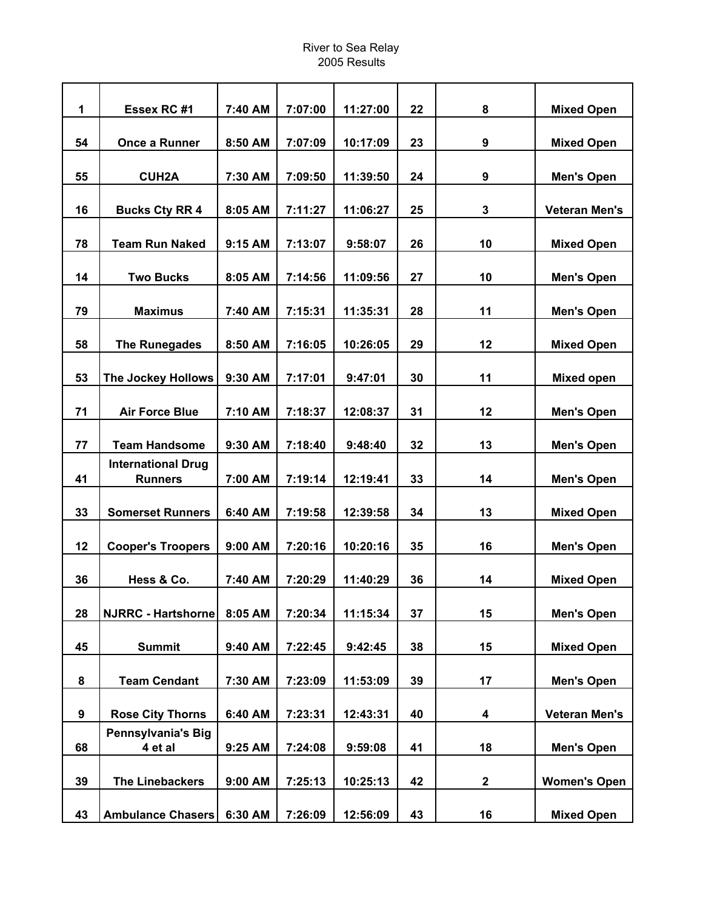River to Sea Relay
2005 Results

| | | | | | | | |
|---|---|---|---|---|---|---|---|
| **1** | **Essex RC #1** | **7:40 AM** | **7:07:00** | **11:27:00** | **22** | **8** | **Mixed Open** |
| **54** | **Once a Runner** | **8:50 AM** | **7:07:09** | **10:17:09** | **23** | **9** | **Mixed Open** |
| **55** | **CUH2A** | **7:30 AM** | **7:09:50** | **11:39:50** | **24** | **9** | **Men's Open** |
| **16** | **Bucks Cty RR 4** | **8:05 AM** | **7:11:27** | **11:06:27** | **25** | **3** | **Veteran Men's** |
| **78** | **Team Run Naked** | **9:15 AM** | **7:13:07** | **9:58:07** | **26** | **10** | **Mixed Open** |
| **14** | **Two Bucks** | **8:05 AM** | **7:14:56** | **11:09:56** | **27** | **10** | **Men's Open** |
| **79** | **Maximus** | **7:40 AM** | **7:15:31** | **11:35:31** | **28** | **11** | **Men's Open** |
| **58** | **The Runegades** | **8:50 AM** | **7:16:05** | **10:26:05** | **29** | **12** | **Mixed Open** |
| **53** | **The Jockey Hollows** | **9:30 AM** | **7:17:01** | **9:47:01** | **30** | **11** | **Mixed open** |
| **71** | **Air Force Blue** | **7:10 AM** | **7:18:37** | **12:08:37** | **31** | **12** | **Men's Open** |
| **77** | **Team Handsome** | **9:30 AM** | **7:18:40** | **9:48:40** | **32** | **13** | **Men's Open** |
| **41** | **International Drug Runners** | **7:00 AM** | **7:19:14** | **12:19:41** | **33** | **14** | **Men's Open** |
| **33** | **Somerset Runners** | **6:40 AM** | **7:19:58** | **12:39:58** | **34** | **13** | **Mixed Open** |
| **12** | **Cooper's Troopers** | **9:00 AM** | **7:20:16** | **10:20:16** | **35** | **16** | **Men's Open** |
| **36** | **Hess & Co.** | **7:40 AM** | **7:20:29** | **11:40:29** | **36** | **14** | **Mixed Open** |
| **28** | **NJRRC - Hartshorne** | **8:05 AM** | **7:20:34** | **11:15:34** | **37** | **15** | **Men's Open** |
| **45** | **Summit** | **9:40 AM** | **7:22:45** | **9:42:45** | **38** | **15** | **Mixed Open** |
| **8** | **Team Cendant** | **7:30 AM** | **7:23:09** | **11:53:09** | **39** | **17** | **Men's Open** |
| **9** | **Rose City Thorns** | **6:40 AM** | **7:23:31** | **12:43:31** | **40** | **4** | **Veteran Men's** |
| **68** | **Pennsylvania's Big 4 et al** | **9:25 AM** | **7:24:08** | **9:59:08** | **41** | **18** | **Men's Open** |
| **39** | **The Linebackers** | **9:00 AM** | **7:25:13** | **10:25:13** | **42** | **2** | **Women's Open** |
| **43** | **Ambulance Chasers** | **6:30 AM** | **7:26:09** | **12:56:09** | **43** | **16** | **Mixed Open** |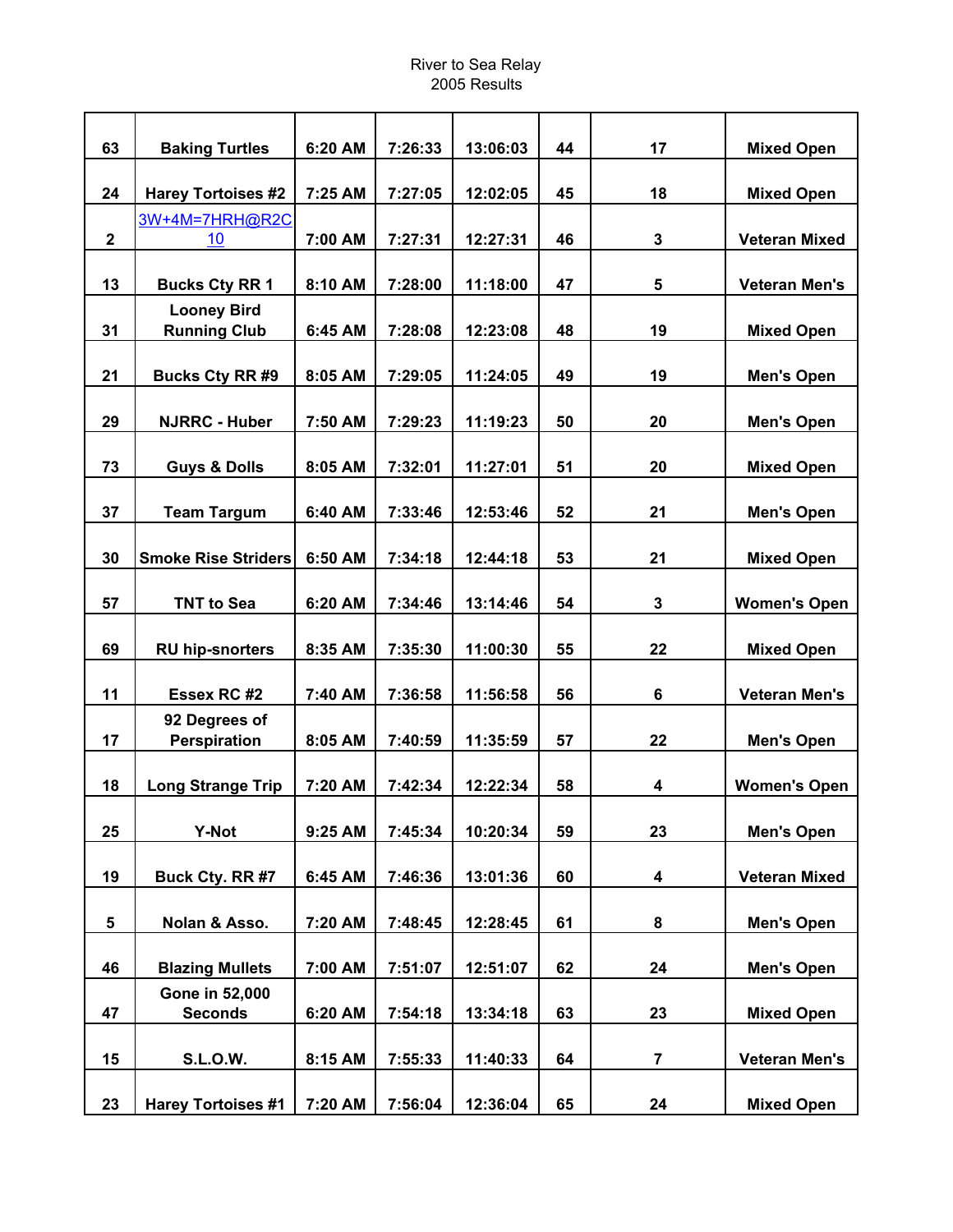River to Sea Relay
2005 Results

| | | | | | | | |
|---|---|---|---|---|---|---|---|
| 63 | Baking Turtles | 6:20 AM | 7:26:33 | 13:06:03 | 44 | 17 | Mixed Open |
| 24 | Harey Tortoises #2 | 7:25 AM | 7:27:05 | 12:02:05 | 45 | 18 | Mixed Open |
| 2 | 3W+4M=7HRH@R2C10 | 7:00 AM | 7:27:31 | 12:27:31 | 46 | 3 | Veteran Mixed |
| 13 | Bucks Cty RR 1 | 8:10 AM | 7:28:00 | 11:18:00 | 47 | 5 | Veteran Men's |
| 31 | Looney Bird Running Club | 6:45 AM | 7:28:08 | 12:23:08 | 48 | 19 | Mixed Open |
| 21 | Bucks Cty RR #9 | 8:05 AM | 7:29:05 | 11:24:05 | 49 | 19 | Men's Open |
| 29 | NJRRC - Huber | 7:50 AM | 7:29:23 | 11:19:23 | 50 | 20 | Men's Open |
| 73 | Guys & Dolls | 8:05 AM | 7:32:01 | 11:27:01 | 51 | 20 | Mixed Open |
| 37 | Team Targum | 6:40 AM | 7:33:46 | 12:53:46 | 52 | 21 | Men's Open |
| 30 | Smoke Rise Striders | 6:50 AM | 7:34:18 | 12:44:18 | 53 | 21 | Mixed Open |
| 57 | TNT to Sea | 6:20 AM | 7:34:46 | 13:14:46 | 54 | 3 | Women's Open |
| 69 | RU hip-snorters | 8:35 AM | 7:35:30 | 11:00:30 | 55 | 22 | Mixed Open |
| 11 | Essex RC #2 | 7:40 AM | 7:36:58 | 11:56:58 | 56 | 6 | Veteran Men's |
| 17 | 92 Degrees of Perspiration | 8:05 AM | 7:40:59 | 11:35:59 | 57 | 22 | Men's Open |
| 18 | Long Strange Trip | 7:20 AM | 7:42:34 | 12:22:34 | 58 | 4 | Women's Open |
| 25 | Y-Not | 9:25 AM | 7:45:34 | 10:20:34 | 59 | 23 | Men's Open |
| 19 | Buck Cty. RR #7 | 6:45 AM | 7:46:36 | 13:01:36 | 60 | 4 | Veteran Mixed |
| 5 | Nolan & Asso. | 7:20 AM | 7:48:45 | 12:28:45 | 61 | 8 | Men's Open |
| 46 | Blazing Mullets | 7:00 AM | 7:51:07 | 12:51:07 | 62 | 24 | Men's Open |
| 47 | Gone in 52,000 Seconds | 6:20 AM | 7:54:18 | 13:34:18 | 63 | 23 | Mixed Open |
| 15 | S.L.O.W. | 8:15 AM | 7:55:33 | 11:40:33 | 64 | 7 | Veteran Men's |
| 23 | Harey Tortoises #1 | 7:20 AM | 7:56:04 | 12:36:04 | 65 | 24 | Mixed Open |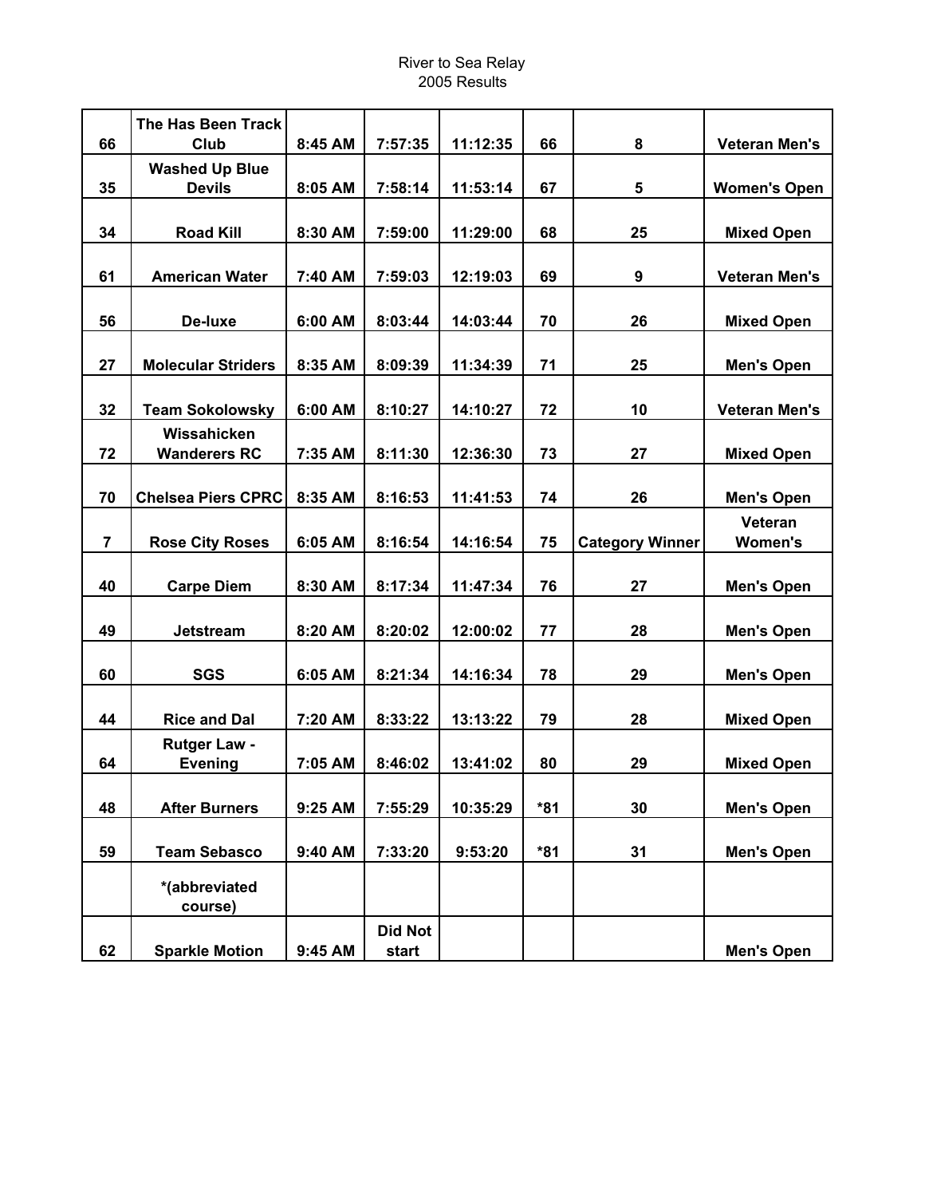River to Sea Relay
2005 Results

| | | | | | | | |
|---|---|---|---|---|---|---|---|
| 66 | The Has Been Track Club | 8:45 AM | 7:57:35 | 11:12:35 | 66 | 8 | Veteran Men's |
| 35 | Washed Up Blue Devils | 8:05 AM | 7:58:14 | 11:53:14 | 67 | 5 | Women's Open |
| 34 | Road Kill | 8:30 AM | 7:59:00 | 11:29:00 | 68 | 25 | Mixed Open |
| 61 | American Water | 7:40 AM | 7:59:03 | 12:19:03 | 69 | 9 | Veteran Men's |
| 56 | De-luxe | 6:00 AM | 8:03:44 | 14:03:44 | 70 | 26 | Mixed Open |
| 27 | Molecular Striders | 8:35 AM | 8:09:39 | 11:34:39 | 71 | 25 | Men's Open |
| 32 | Team Sokolowsky | 6:00 AM | 8:10:27 | 14:10:27 | 72 | 10 | Veteran Men's |
| 72 | Wissahicken Wanderers RC | 7:35 AM | 8:11:30 | 12:36:30 | 73 | 27 | Mixed Open |
| 70 | Chelsea Piers CPRC | 8:35 AM | 8:16:53 | 11:41:53 | 74 | 26 | Men's Open |
| 7 | Rose City Roses | 6:05 AM | 8:16:54 | 14:16:54 | 75 | Category Winner | Veteran Women's |
| 40 | Carpe Diem | 8:30 AM | 8:17:34 | 11:47:34 | 76 | 27 | Men's Open |
| 49 | Jetstream | 8:20 AM | 8:20:02 | 12:00:02 | 77 | 28 | Men's Open |
| 60 | SGS | 6:05 AM | 8:21:34 | 14:16:34 | 78 | 29 | Men's Open |
| 44 | Rice and Dal | 7:20 AM | 8:33:22 | 13:13:22 | 79 | 28 | Mixed Open |
| 64 | Rutger Law - Evening | 7:05 AM | 8:46:02 | 13:41:02 | 80 | 29 | Mixed Open |
| 48 | After Burners | 9:25 AM | 7:55:29 | 10:35:29 | *81 | 30 | Men's Open |
| 59 | Team Sebasco | 9:40 AM | 7:33:20 | 9:53:20 | *81 | 31 | Men's Open |
| | *(abbreviated course) | | | | | | |
| 62 | Sparkle Motion | 9:45 AM | Did Not start | | | | Men's Open |